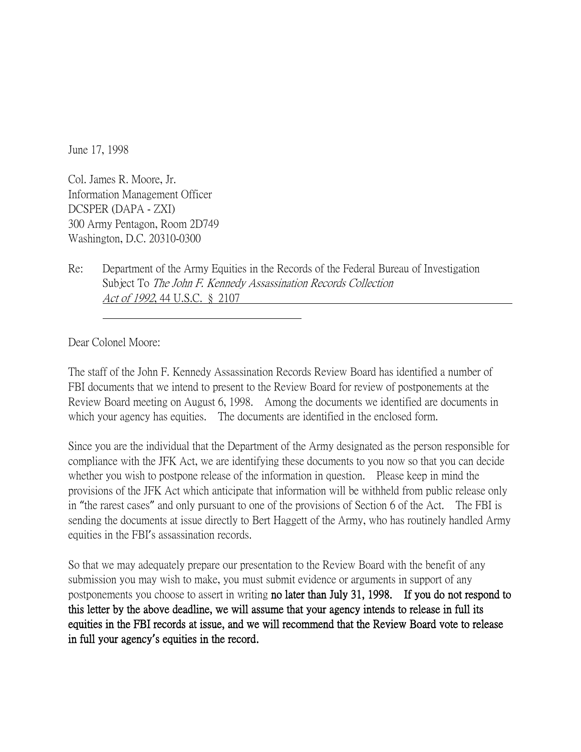June 17, 1998

Col. James R. Moore, Jr.
Information Management Officer
DCSPER (DAPA - ZXI)
300 Army Pentagon, Room 2D749
Washington, D.C. 20310-0300

Re: Department of the Army Equities in the Records of the Federal Bureau of Investigation Subject To *The John F. Kennedy Assassination Records Collection Act of 1992*, 44 U.S.C. § 2107

Dear Colonel Moore:

The staff of the John F. Kennedy Assassination Records Review Board has identified a number of FBI documents that we intend to present to the Review Board for review of postponements at the Review Board meeting on August 6, 1998. Among the documents we identified are documents in which your agency has equities. The documents are identified in the enclosed form.

Since you are the individual that the Department of the Army designated as the person responsible for compliance with the JFK Act, we are identifying these documents to you now so that you can decide whether you wish to postpone release of the information in question. Please keep in mind the provisions of the JFK Act which anticipate that information will be withheld from public release only in "the rarest cases" and only pursuant to one of the provisions of Section 6 of the Act. The FBI is sending the documents at issue directly to Bert Haggett of the Army, who has routinely handled Army equities in the FBI's assassination records.

So that we may adequately prepare our presentation to the Review Board with the benefit of any submission you may wish to make, you must submit evidence or arguments in support of any postponements you choose to assert in writing **no later than July 31, 1998. If you do not respond to this letter by the above deadline, we will assume that your agency intends to release in full its equities in the FBI records at issue, and we will recommend that the Review Board vote to release in full your agency's equities in the record.**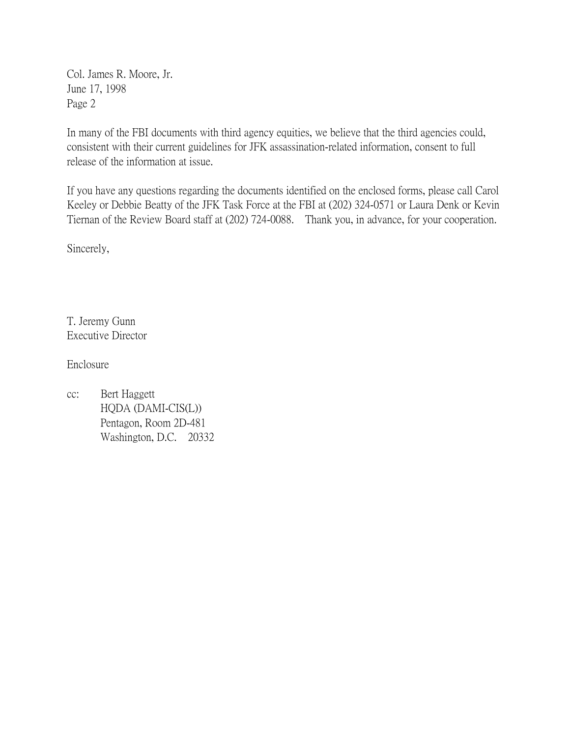In many of the FBI documents with third agency equities, we believe that the third agencies could, consistent with their current guidelines for JFK assassination-related information, consent to full release of the information at issue.

If you have any questions regarding the documents identified on the enclosed forms, please call Carol Keeley or Debbie Beatty of the JFK Task Force at the FBI at (202) 324-0571 or Laura Denk or Kevin Tiernan of the Review Board staff at (202) 724-0088. Thank you, in advance, for your cooperation.

Sincerely,

T. Jeremy Gunn
Executive Director

Enclosure

cc: Bert Haggett
HQDA (DAMI-CIS(L))
Pentagon, Room 2D-481
Washington, D.C. 20332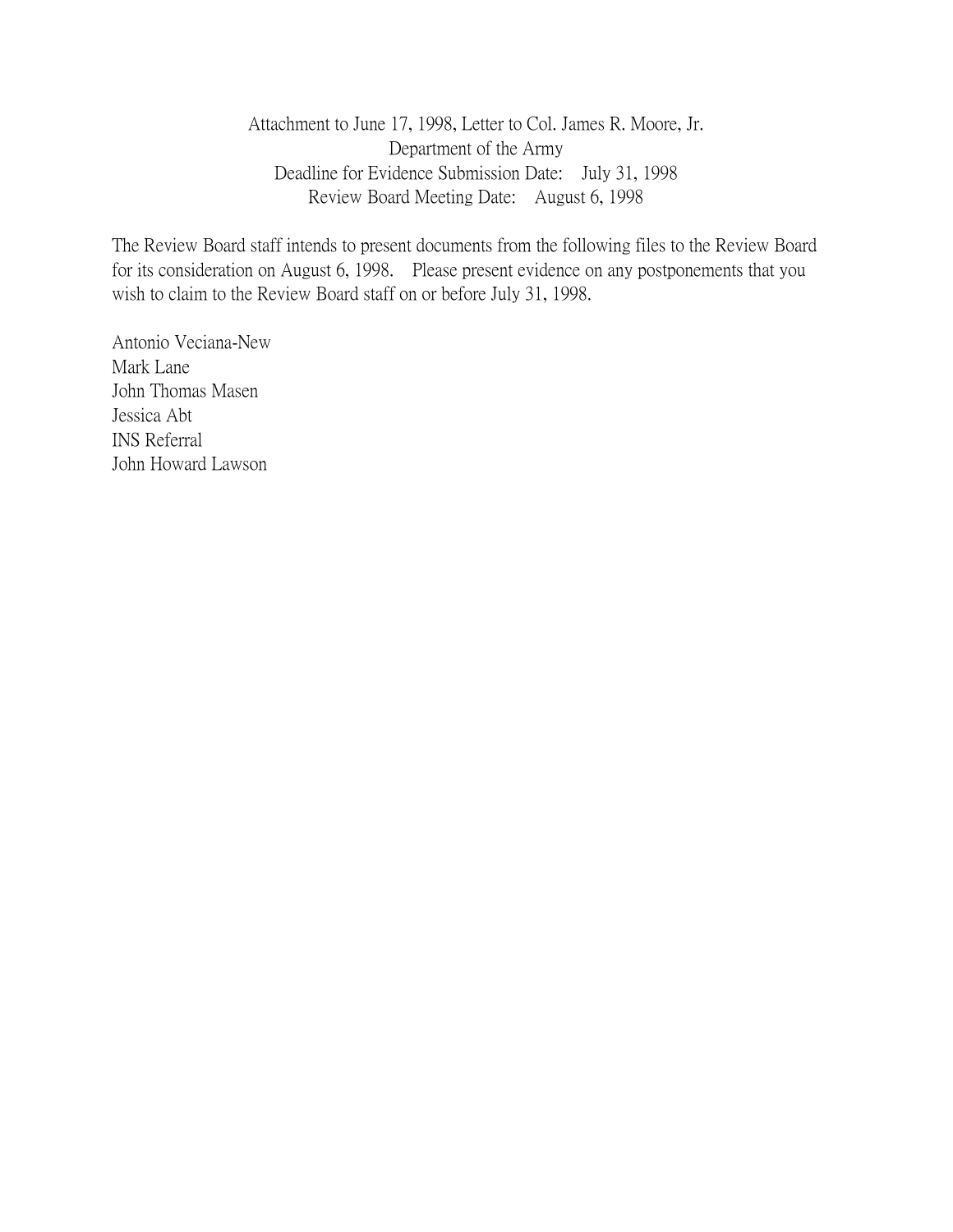Attachment to June 17, 1998, Letter to Col. James R. Moore, Jr.
Department of the Army
Deadline for Evidence Submission Date: July 31, 1998
Review Board Meeting Date: August 6, 1998

The Review Board staff intends to present documents from the following files to the Review Board for its consideration on August 6, 1998. Please present evidence on any postponements that you wish to claim to the Review Board staff on or before July 31, 1998.

Antonio Veciana-New
Mark Lane
John Thomas Masen
Jessica Abt
INS Referral
John Howard Lawson